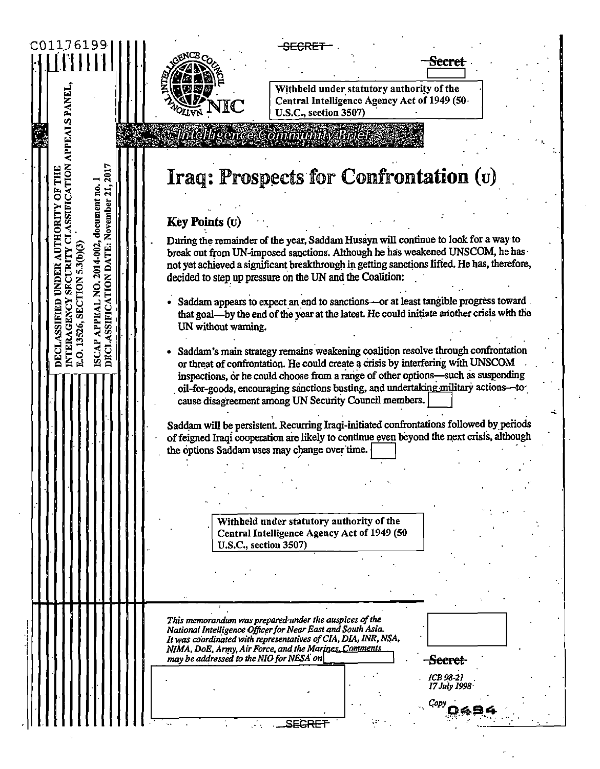C01176199

SECRET

Secret

Withheld under statutory authority of the Central Intelligence Agency Act of 1949 (50 U.S.C., section 3507)

DECLASSIFIED UNDER AUTHORITY OF THE INTERAGENCY SECURITY CLASSIFICATION APPEALS PANEL, E.O. 13526, SECTION 5.3(b)(3)

ISCAP APPEAL NO. 2014-002, document no. 1
DECLASSIFICATION DATE: November 21, 2017

NIC

Intelligence Community Brief

# Iraq: Prospects for Confrontation (U)

## Key Points (U)

During the remainder of the year, Saddam Husayn will continue to look for a way to break out from UN-imposed sanctions. Although he has weakened UNSCOM, he has not yet achieved a significant breakthrough in getting sanctions lifted. He has, therefore, decided to step up pressure on the UN and the Coalition:

- Saddam appears to expect an end to sanctions—or at least tangible progress toward that goal—by the end of the year at the latest. He could initiate another crisis with the UN without warning.
- Saddam's main strategy remains weakening coalition resolve through confrontation or threat of confrontation. He could create a crisis by interfering with UNSCOM inspections, or he could choose from a range of other options—such as suspending oil-for-goods, encouraging sanctions busting, and undertaking military actions—to cause disagreement among UN Security Council members.

Saddam will be persistent. Recurring Iraqi-initiated confrontations followed by periods of feigned Iraqi cooperation are likely to continue even beyond the next crisis, although the options Saddam uses may change over time.

Withheld under statutory authority of the Central Intelligence Agency Act of 1949 (50 U.S.C., section 3507)

*This memorandum was prepared under the auspices of the National Intelligence Officer for Near East and South Asia. It was coordinated with representatives of CIA, DIA, INR, NSA, NIMA, DoE, Army, Air Force, and the Marines. Comments may be addressed to the NIO for NESA on*

Secret

*ICB 98-21*
*17 July 1998*

Copy 0494

SECRET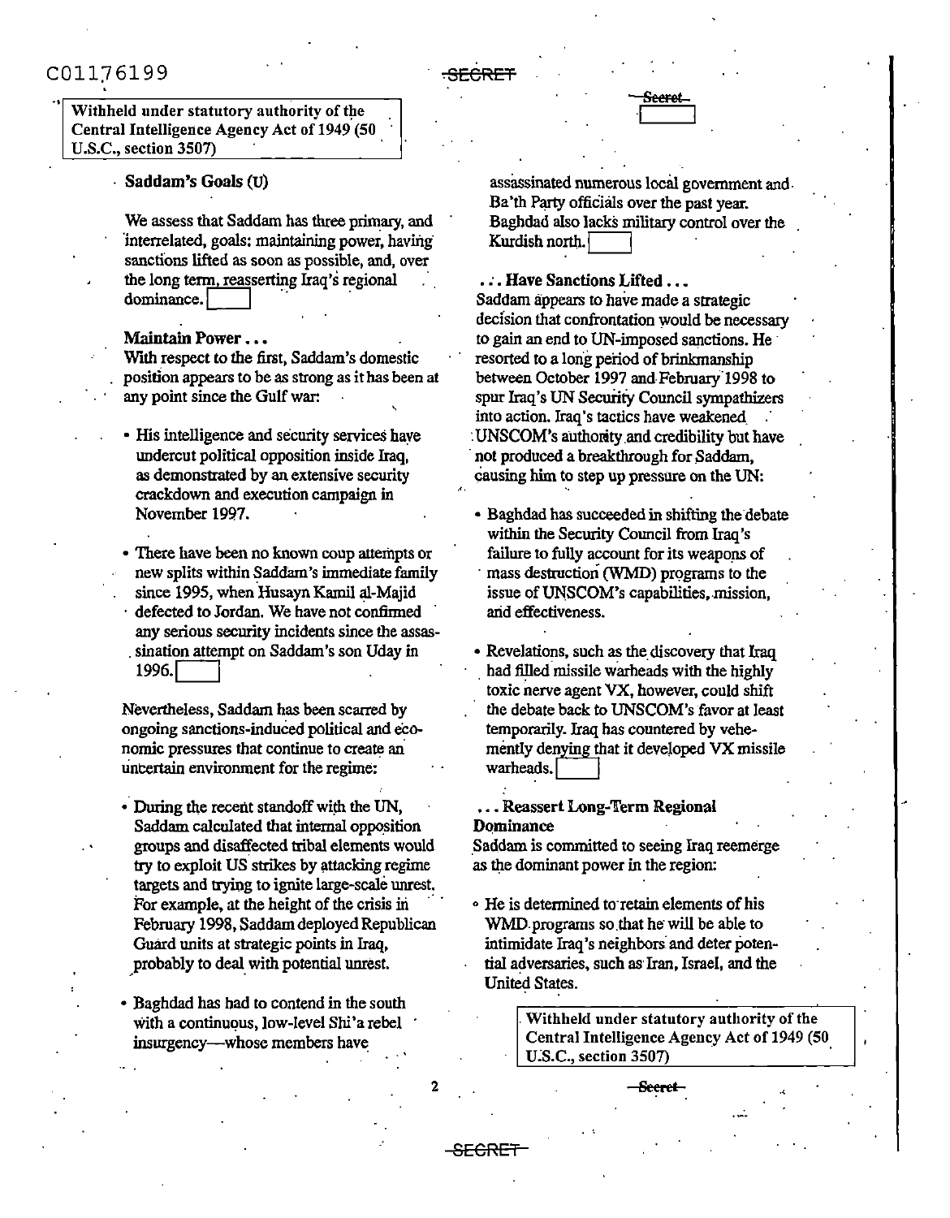Withheld under statutory authority of the Central Intelligence Agency Act of 1949 (50 U.S.C., section 3507)

## Saddam's Goals (U)

We assess that Saddam has three primary, and interrelated, goals: maintaining power, having sanctions lifted as soon as possible, and, over the long term, reasserting Iraq's regional dominance.

### Maintain Power . . .

With respect to the first, Saddam's domestic position appears to be as strong as it has been at any point since the Gulf war:

- His intelligence and security services have undercut political opposition inside Iraq, as demonstrated by an extensive security crackdown and execution campaign in November 1997.
- There have been no known coup attempts or new splits within Saddam's immediate family since 1995, when Husayn Kamil al-Majid defected to Jordan. We have not confirmed any serious security incidents since the assassination attempt on Saddam's son Uday in 1996.

Nevertheless, Saddam has been scarred by ongoing sanctions-induced political and economic pressures that continue to create an uncertain environment for the regime:

- During the recent standoff with the UN, Saddam calculated that internal opposition groups and disaffected tribal elements would try to exploit US strikes by attacking regime targets and trying to ignite large-scale unrest. For example, at the height of the crisis in February 1998, Saddam deployed Republican Guard units at strategic points in Iraq, probably to deal with potential unrest.
- Baghdad has had to contend in the south with a continuous, low-level Shi'a rebel insurgency—whose members have assassinated numerous local government and Ba'th Party officials over the past year. Baghdad also lacks military control over the Kurdish north.

### . . . Have Sanctions Lifted . . .

Saddam appears to have made a strategic decision that confrontation would be necessary to gain an end to UN-imposed sanctions. He resorted to a long period of brinkmanship between October 1997 and February 1998 to spur Iraq's UN Security Council sympathizers into action. Iraq's tactics have weakened UNSCOM's authority and credibility but have not produced a breakthrough for Saddam, causing him to step up pressure on the UN:

- Baghdad has succeeded in shifting the debate within the Security Council from Iraq's failure to fully account for its weapons of mass destruction (WMD) programs to the issue of UNSCOM's capabilities, mission, and effectiveness.
- Revelations, such as the discovery that Iraq had filled missile warheads with the highly toxic nerve agent VX, however, could shift the debate back to UNSCOM's favor at least temporarily. Iraq has countered by vehemently denying that it developed VX missile warheads.

### . . . Reassert Long-Term Regional Dominance

Saddam is committed to seeing Iraq reemerge as the dominant power in the region:

- He is determined to retain elements of his WMD programs so that he will be able to intimidate Iraq's neighbors and deter potential adversaries, such as Iran, Israel, and the United States.

Withheld under statutory authority of the Central Intelligence Agency Act of 1949 (50 U.S.C., section 3507)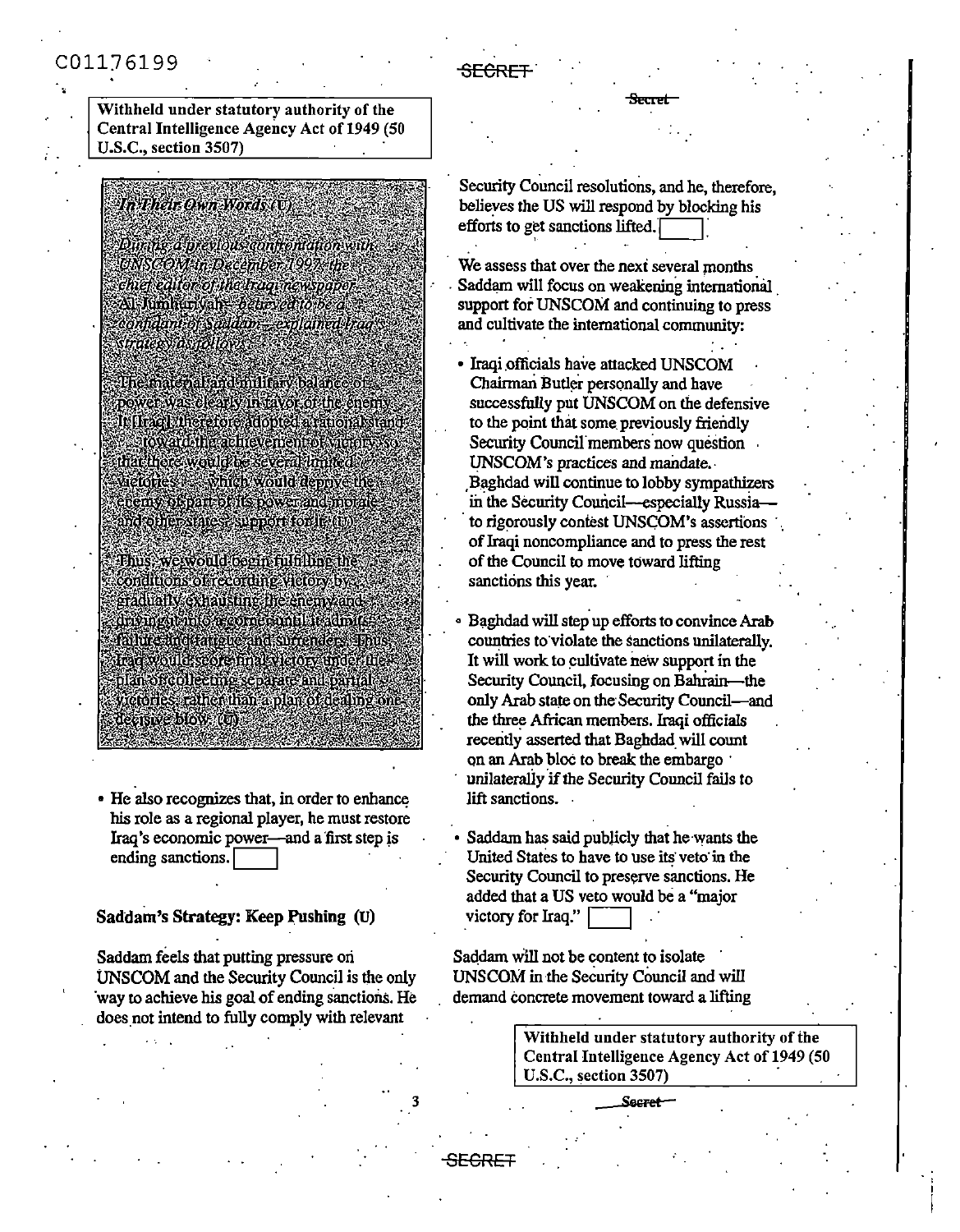Withheld under statutory authority of the Central Intelligence Agency Act of 1949 (50 U.S.C., section 3507)

*In Their Own Words (U)*

*During a previous confrontation with UNSCOM in December 1997, the chief editor of the Iraqi newspaper Al Jumhuriyah—believed to be a confidant of Saddam—explained Iraq's strategy as follows:*

The material and military balance of power was clearly in favor of the enemy. It [Iraq] therefore adopted a rational stand . . . toward the achievement of victory so that there would be several limited victories . . . which would deprive the enemy of part of its power and morale and other states' support for it. (U)

Thus, we would begin fulfilling the conditions of recording victory by gradually exhausting the enemy and driving it into a corner until it admits failure and fatigue, and surrenders. Thus, Iraq would score final victory under the plan of collecting separate and partial victories, rather than a plan of dealing one decisive blow. (U)

- He also recognizes that, in order to enhance his role as a regional player, he must restore Iraq's economic power—and a first step is ending sanctions.

## Saddam's Strategy: Keep Pushing (U)

Saddam feels that putting pressure on UNSCOM and the Security Council is the only way to achieve his goal of ending sanctions. He does not intend to fully comply with relevant Security Council resolutions, and he, therefore, believes the US will respond by blocking his efforts to get sanctions lifted.

We assess that over the next several months Saddam will focus on weakening international support for UNSCOM and continuing to press and cultivate the international community:

- Iraqi officials have attacked UNSCOM Chairman Butler personally and have successfully put UNSCOM on the defensive to the point that some previously friendly Security Council members now question UNSCOM's practices and mandate. Baghdad will continue to lobby sympathizers in the Security Council—especially Russia—to rigorously contest UNSCOM's assertions of Iraqi noncompliance and to press the rest of the Council to move toward lifting sanctions this year.

- Baghdad will step up efforts to convince Arab countries to violate the sanctions unilaterally. It will work to cultivate new support in the Security Council, focusing on Bahrain—the only Arab state on the Security Council—and the three African members. Iraqi officials recently asserted that Baghdad will count on an Arab bloc to break the embargo unilaterally if the Security Council fails to lift sanctions.

- Saddam has said publicly that he wants the United States to have to use its veto in the Security Council to preserve sanctions. He added that a US veto would be a "major victory for Iraq."

Saddam will not be content to isolate UNSCOM in the Security Council and will demand concrete movement toward a lifting

Withheld under statutory authority of the Central Intelligence Agency Act of 1949 (50 U.S.C., section 3507)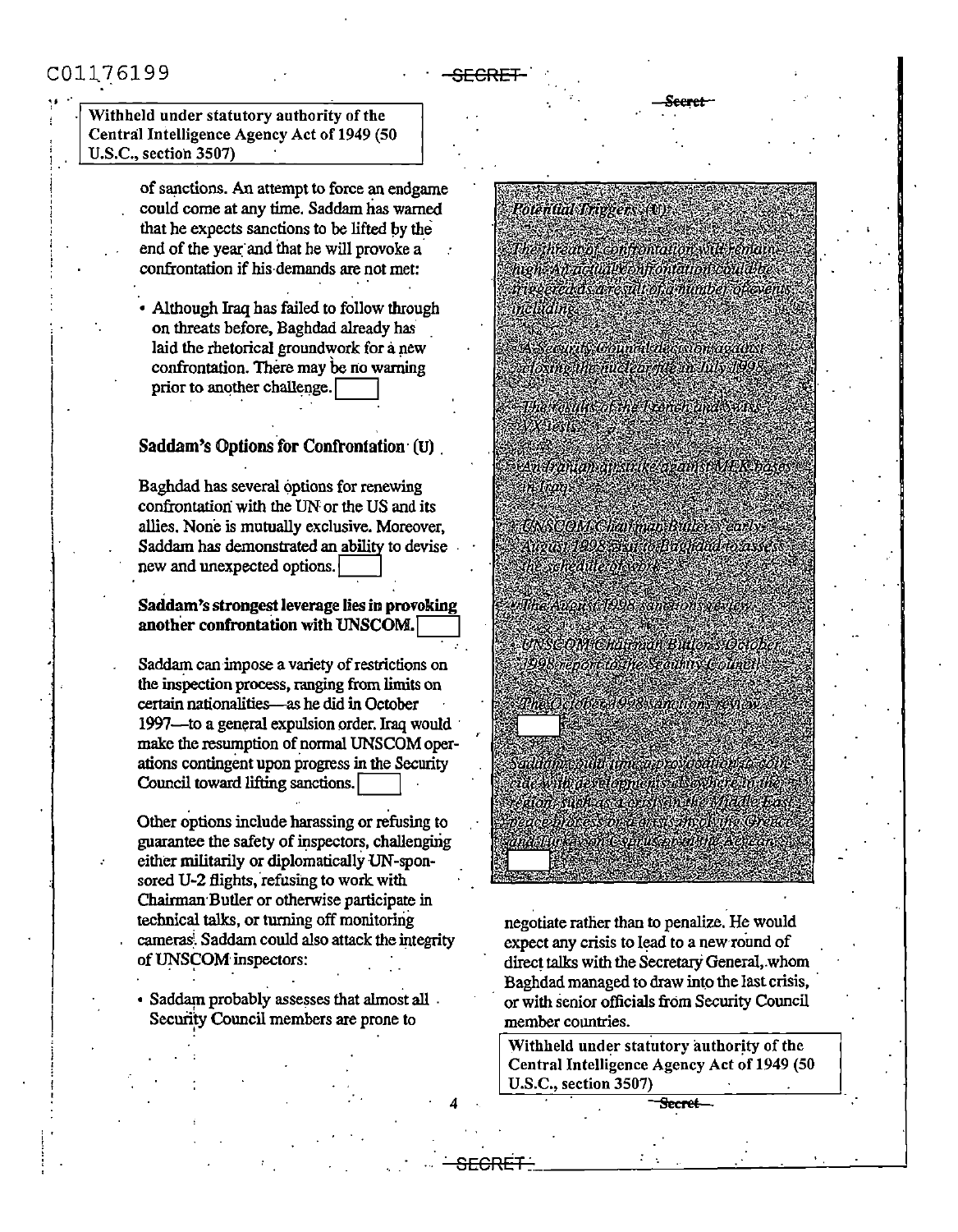Withheld under statutory authority of the Central Intelligence Agency Act of 1949 (50 U.S.C., section 3507)

of sanctions. An attempt to force an endgame could come at any time. Saddam has warned that he expects sanctions to be lifted by the end of the year and that he will provoke a confrontation if his demands are not met:

- Although Iraq has failed to follow through on threats before, Baghdad already has laid the rhetorical groundwork for a new confrontation. There may be no warning prior to another challenge. [ ]

## Saddam's Options for Confrontation (U)

Baghdad has several options for renewing confrontation with the UN or the US and its allies. None is mutually exclusive. Moreover, Saddam has demonstrated an ability to devise new and unexpected options. [ ]

**Saddam's strongest leverage lies in provoking another confrontation with UNSCOM.** [ ]

Saddam can impose a variety of restrictions on the inspection process, ranging from limits on certain nationalities—as he did in October 1997—to a general expulsion order. Iraq would make the resumption of normal UNSCOM operations contingent upon progress in the Security Council toward lifting sanctions. [ ]

Other options include harassing or refusing to guarantee the safety of inspectors, challenging either militarily or diplomatically UN-sponsored U-2 flights, refusing to work with Chairman Butler or otherwise participate in technical talks, or turning off monitoring cameras. Saddam could also attack the integrity of UNSCOM inspectors:

- Saddam probably assesses that almost all Security Council members are prone to negotiate rather than to penalize. He would expect any crisis to lead to a new round of direct talks with the Secretary General, whom Baghdad managed to draw into the last crisis, or with senior officials from Security Council member countries.

*Potential Triggers (U)*

*The threat of confrontation will remain high. An actual confrontation could be triggered as a result of a number of events including:*

- *A Security Council decision against closing the nuclear file in July 1998.*
- *The results of the French and Swiss VX tests.*
- *An Iranian airstrike against MEK bases in Iraq.*
- *UNSCOM Chairman Butler's early August 1998 visit to Baghdad to assess the schedule of work.*
- *The August 1998 sanctions review.*
- *UNSCOM Chairman Butler's October 1998 report to the Security Council.*
- *The October 1998 sanctions review.* [ ]

*Saddam could time a provocation to coincide with developments elsewhere in the region, such as a crisis in the Middle East peace process or a crisis involving Greece and Turkey on Cyprus or in the Aegean.* [ ]

Withheld under statutory authority of the Central Intelligence Agency Act of 1949 (50 U.S.C., section 3507)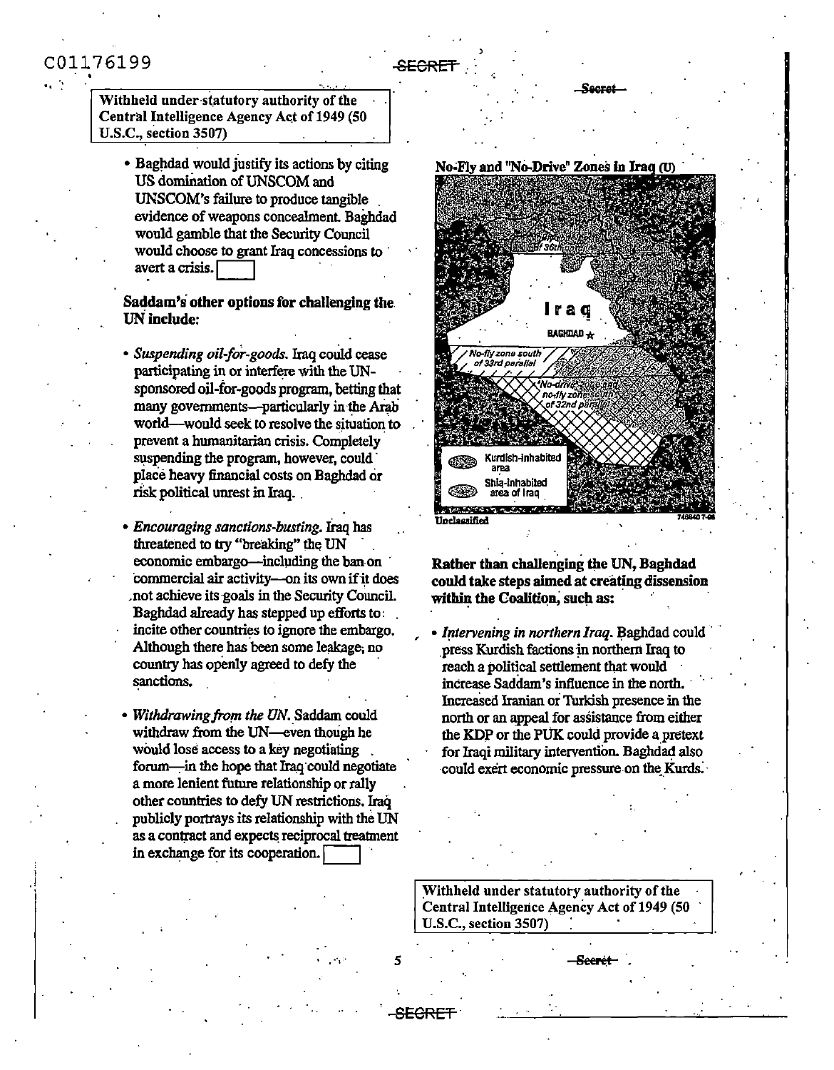Withheld under statutory authority of the Central Intelligence Agency Act of 1949 (50 U.S.C., section 3507)

- Baghdad would justify its actions by citing US domination of UNSCOM and UNSCOM's failure to produce tangible evidence of weapons concealment. Baghdad would gamble that the Security Council would choose to grant Iraq concessions to avert a crisis.

**Saddam's other options for challenging the UN include:**

- *Suspending oil-for-goods.* Iraq could cease participating in or interfere with the UN-sponsored oil-for-goods program, betting that many governments—particularly in the Arab world—would seek to resolve the situation to prevent a humanitarian crisis. Completely suspending the program, however, could place heavy financial costs on Baghdad or risk political unrest in Iraq.

- *Encouraging sanctions-busting.* Iraq has threatened to try "breaking" the UN economic embargo—including the ban on commercial air activity—on its own if it does not achieve its goals in the Security Council. Baghdad already has stepped up efforts to incite other countries to ignore the embargo. Although there has been some leakage, no country has openly agreed to defy the sanctions.

- *Withdrawing from the UN.* Saddam could withdraw from the UN—even though he would lose access to a key negotiating forum—in the hope that Iraq could negotiate a more lenient future relationship or rally other countries to defy UN restrictions. Iraq publicly portrays its relationship with the UN as a contract and expects reciprocal treatment in exchange for its cooperation.

**No-Fly and "No-Drive" Zones in Iraq (U)**

Iraq
Baghdad
No-fly zone south of 33rd parallel
"No-drive" zone and no-fly zone south of 32nd parallel
Kurdish-inhabited area
Shia-inhabited area of Iraq

Unclassified

**Rather than challenging the UN, Baghdad could take steps aimed at creating dissension within the Coalition, such as:**

- *Intervening in northern Iraq.* Baghdad could press Kurdish factions in northern Iraq to reach a political settlement that would increase Saddam's influence in the north. Increased Iranian or Turkish presence in the north or an appeal for assistance from either the KDP or the PUK could provide a pretext for Iraqi military intervention. Baghdad also could exert economic pressure on the Kurds.

Withheld under statutory authority of the Central Intelligence Agency Act of 1949 (50 U.S.C., section 3507)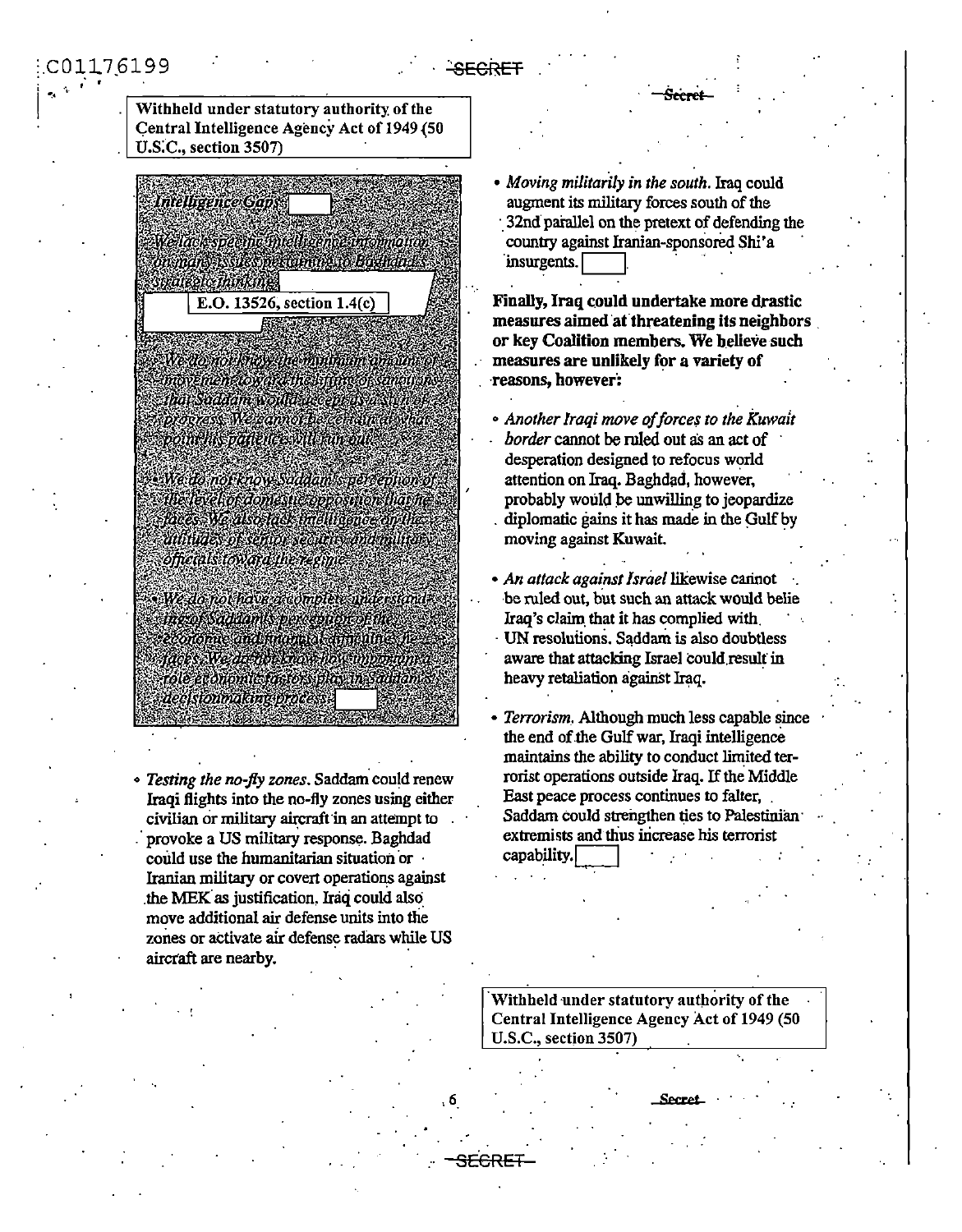C01176199

Withheld under statutory authority of the Central Intelligence Agency Act of 1949 (50 U.S.C., section 3507)

*Intelligence Gaps*

*We lack specific intelligence information on many issues pertaining to Baghdad's strategic thinking.*

E.O. 13526, section 1.4(c)

- *We do not know the minimum amount of movement toward the lifting of sanctions that Saddam would accept as a sign of progress. We cannot be certain at what point his patience will run out.*
- *We do not know Saddam's perception of the level of domestic opposition that he faces. We also lack intelligence on the attitudes of senior security and military officials toward the regime.*
- *We do not have a complete understanding of Saddam's perception of the economic and financial dangers he faces. We do not know how important a role economic factors play in Saddam's decisionmaking process.*

- *Testing the no-fly zones.* Saddam could renew Iraqi flights into the no-fly zones using either civilian or military aircraft in an attempt to provoke a US military response. Baghdad could use the humanitarian situation or Iranian military or covert operations against the MEK as justification. Iraq could also move additional air defense units into the zones or activate air defense radars while US aircraft are nearby.
- *Moving militarily in the south.* Iraq could augment its military forces south of the 32nd parallel on the pretext of defending the country against Iranian-sponsored Shi'a insurgents.

**Finally, Iraq could undertake more drastic measures aimed at threatening its neighbors or key Coalition members. We believe such measures are unlikely for a variety of reasons, however:**

- *Another Iraqi move of forces to the Kuwait border* cannot be ruled out as an act of desperation designed to refocus world attention on Iraq. Baghdad, however, probably would be unwilling to jeopardize diplomatic gains it has made in the Gulf by moving against Kuwait.
- *An attack against Israel* likewise cannot be ruled out, but such an attack would belie Iraq's claim that it has complied with UN resolutions. Saddam is also doubtless aware that attacking Israel could result in heavy retaliation against Iraq.
- *Terrorism.* Although much less capable since the end of the Gulf war, Iraqi intelligence maintains the ability to conduct limited terrorist operations outside Iraq. If the Middle East peace process continues to falter, Saddam could strengthen ties to Palestinian extremists and thus increase his terrorist capability.

Withheld under statutory authority of the Central Intelligence Agency Act of 1949 (50 U.S.C., section 3507)